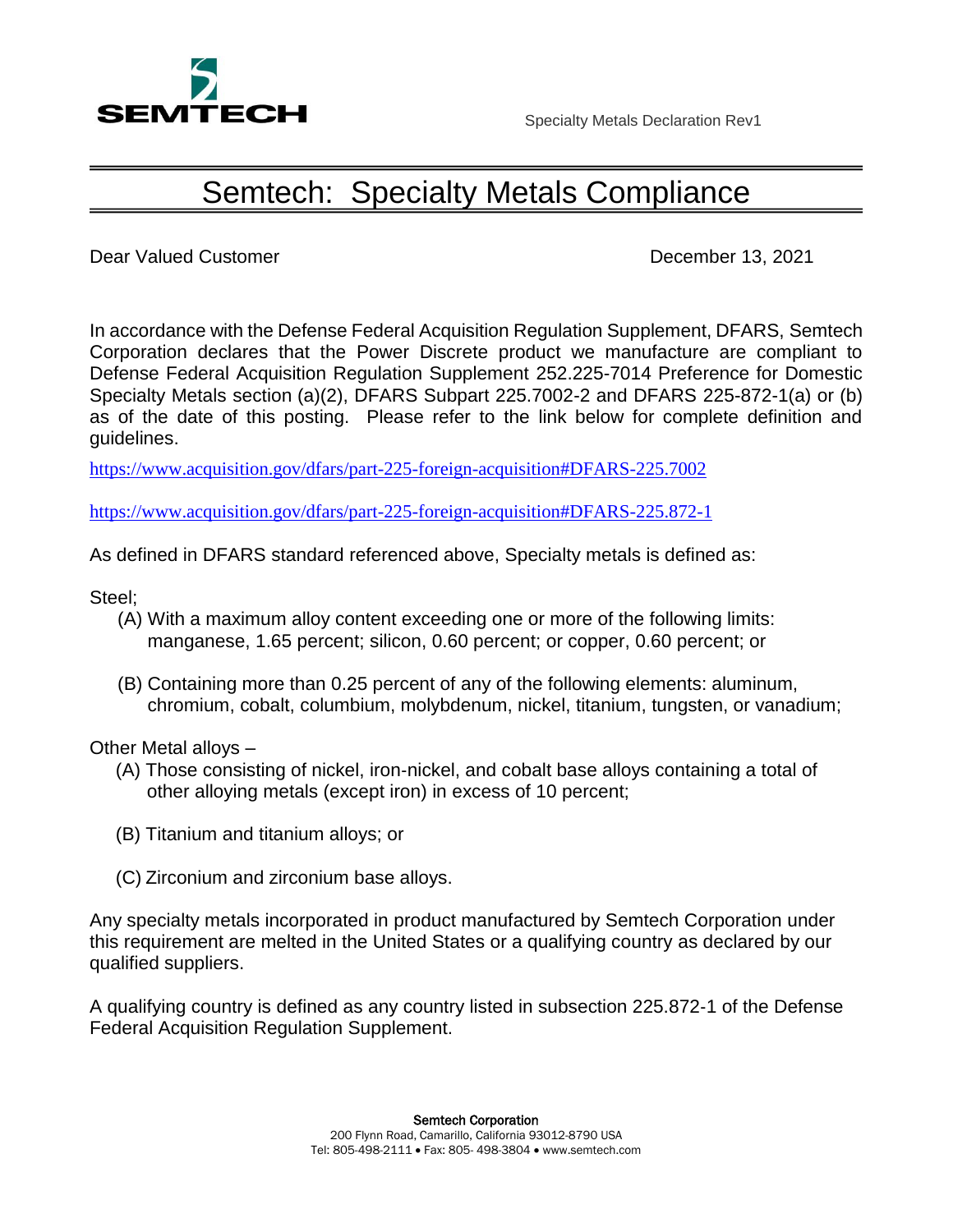# Semtech: Specialty Metals Compliance

Dear Valued Customer

December 13, 2021

In accordance with the Defense Federal Acquisition Regulation Supplement, DFARS, Semtech Corporation declares that the Power Discrete product we manufacture are compliant to Defense Federal Acquisition Regulation Supplement 252.225-7014 Preference for Domestic Specialty Metals section (a)(2), DFARS Subpart 225.7002-2 and DFARS 225-872-1(a) or (b) as of the date of this posting. Please refer to the link below for complete definition and guidelines.

https://www.acquisition.gov/dfars/part-225-foreign-acquisition#DFARS-225.7002

https://www.acquisition.gov/dfars/part-225-foreign-acquisition#DFARS-225.872-1

As defined in DFARS standard referenced above, Specialty metals is defined as:

Steel;

- (A) With a maximum alloy content exceeding one or more of the following limits: manganese, 1.65 percent; silicon, 0.60 percent; or copper, 0.60 percent; or
- (B) Containing more than 0.25 percent of any of the following elements: aluminum, chromium, cobalt, columbium, molybdenum, nickel, titanium, tungsten, or vanadium;

Other Metal alloys –

- (A) Those consisting of nickel, iron-nickel, and cobalt base alloys containing a total of other alloying metals (except iron) in excess of 10 percent;
- (B) Titanium and titanium alloys; or
- (C) Zirconium and zirconium base alloys.

Any specialty metals incorporated in product manufactured by Semtech Corporation under this requirement are melted in the United States or a qualifying country as declared by our qualified suppliers.

A qualifying country is defined as any country listed in subsection 225.872-1 of the Defense Federal Acquisition Regulation Supplement.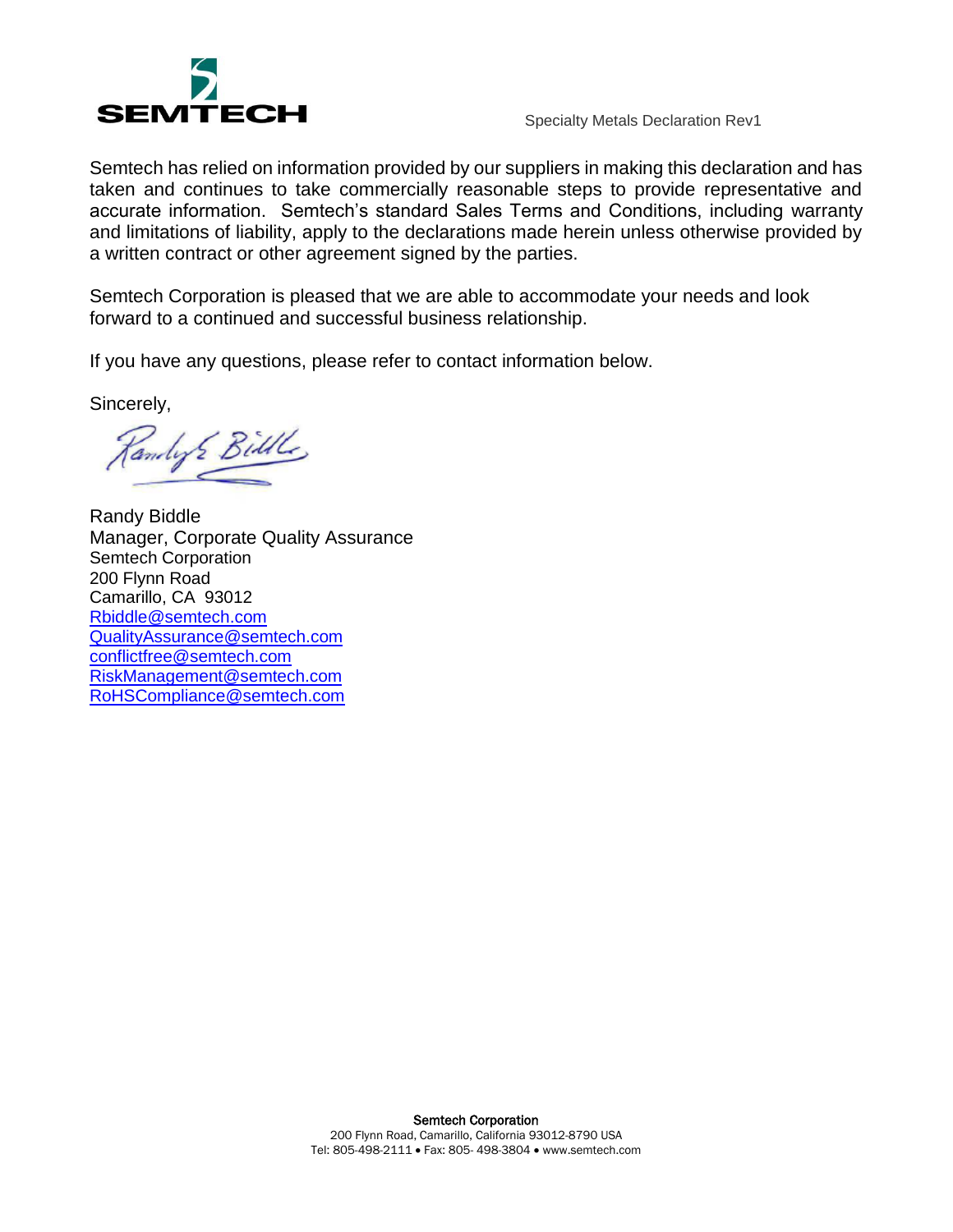Semtech has relied on information provided by our suppliers in making this declaration and has taken and continues to take commercially reasonable steps to provide representative and accurate information. Semtech's standard Sales Terms and Conditions, including warranty and limitations of liability, apply to the declarations made herein unless otherwise provided by a written contract or other agreement signed by the parties.

Semtech Corporation is pleased that we are able to accommodate your needs and look forward to a continued and successful business relationship.

If you have any questions, please refer to contact information below.

Sincerely,

Randy Biddle
Manager, Corporate Quality Assurance
Semtech Corporation
200 Flynn Road
Camarillo, CA 93012
Rbiddle@semtech.com
QualityAssurance@semtech.com
conflictfree@semtech.com
RiskManagement@semtech.com
RoHSCompliance@semtech.com